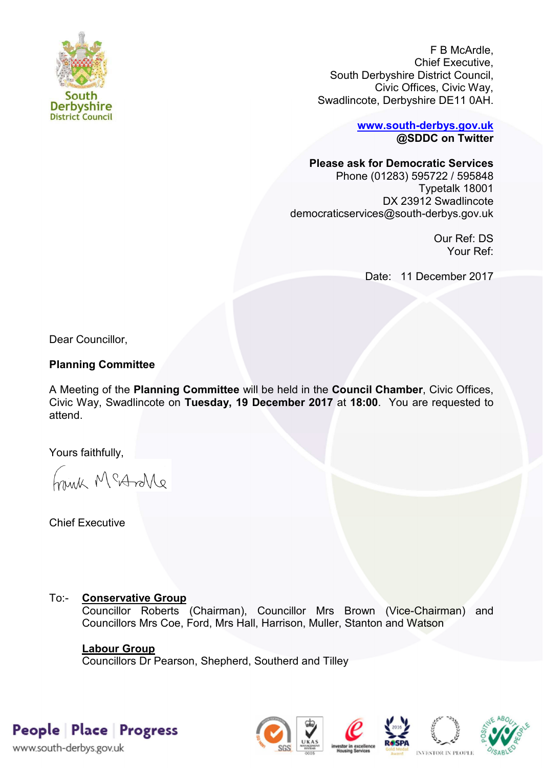South Derbyshire District Council

F B McArdle,
Chief Executive,
South Derbyshire District Council,
Civic Offices, Civic Way,
Swadlincote, Derbyshire DE11 0AH.

**www.south-derbys.gov.uk**
**@SDDC on Twitter**

**Please ask for Democratic Services**
Phone (01283) 595722 / 595848
Typetalk 18001
DX 23912 Swadlincote
democraticservices@south-derbys.gov.uk

Our Ref: DS
Your Ref:

Date: 11 December 2017

Dear Councillor,

**Planning Committee**

A Meeting of the **Planning Committee** will be held in the **Council Chamber**, Civic Offices, Civic Way, Swadlincote on **Tuesday, 19 December 2017** at **18:00**. You are requested to attend.

Yours faithfully,

Chief Executive

To:- **Conservative Group**
Councillor Roberts (Chairman), Councillor Mrs Brown (Vice-Chairman) and Councillors Mrs Coe, Ford, Mrs Hall, Harrison, Muller, Stanton and Watson

**Labour Group**
Councillors Dr Pearson, Shepherd, Southerd and Tilley

People | Place | Progress
www.south-derbys.gov.uk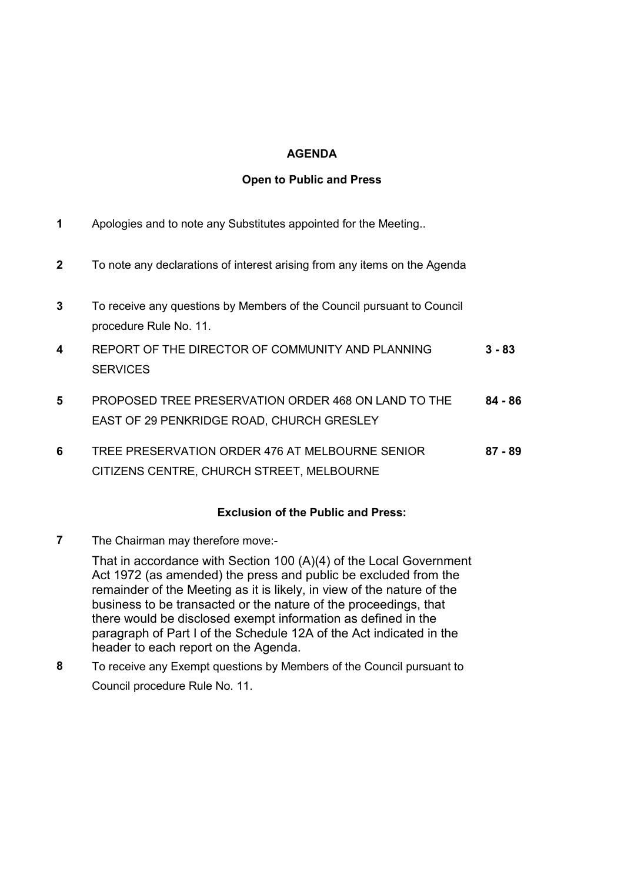## AGENDA

### Open to Public and Press

| | | |
|---|---|---|
| **1** | Apologies and to note any Substitutes appointed for the Meeting.. | |
| **2** | To note any declarations of interest arising from any items on the Agenda | |
| **3** | To receive any questions by Members of the Council pursuant to Council procedure Rule No. 11. | |
| **4** | REPORT OF THE DIRECTOR OF COMMUNITY AND PLANNING SERVICES | **3 - 83** |
| **5** | PROPOSED TREE PRESERVATION ORDER 468 ON LAND TO THE EAST OF 29 PENKRIDGE ROAD, CHURCH GRESLEY | **84 - 86** |
| **6** | TREE PRESERVATION ORDER 476 AT MELBOURNE SENIOR CITIZENS CENTRE, CHURCH STREET, MELBOURNE | **87 - 89** |

### Exclusion of the Public and Press:

**7** The Chairman may therefore move:-

That in accordance with Section 100 (A)(4) of the Local Government Act 1972 (as amended) the press and public be excluded from the remainder of the Meeting as it is likely, in view of the nature of the business to be transacted or the nature of the proceedings, that there would be disclosed exempt information as defined in the paragraph of Part I of the Schedule 12A of the Act indicated in the header to each report on the Agenda.

**8** To receive any Exempt questions by Members of the Council pursuant to Council procedure Rule No. 11.